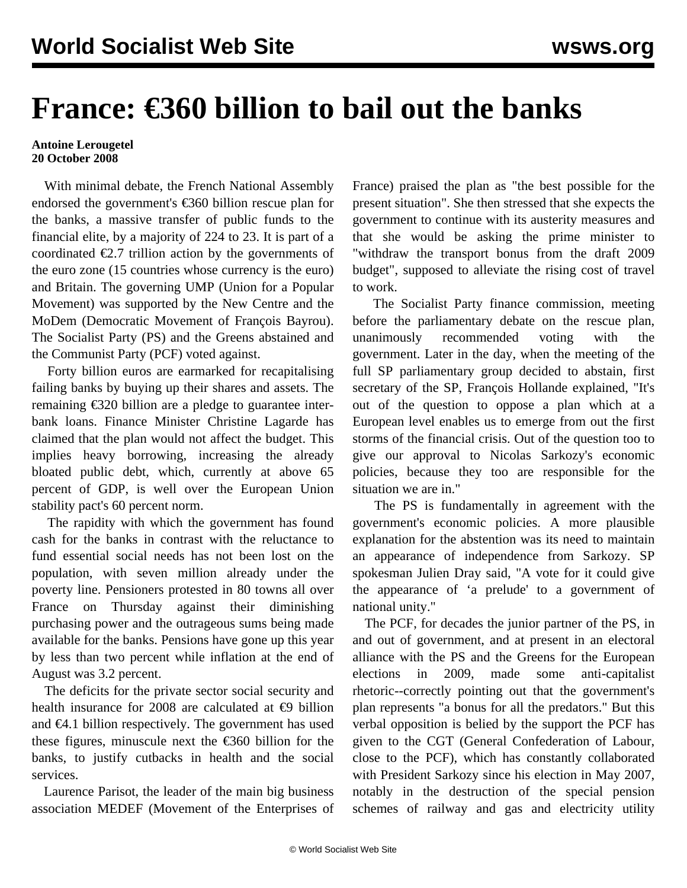# France: €360 billion to bail out the banks

**Antoine Lerougetel**
**20 October 2008**

With minimal debate, the French National Assembly endorsed the government's €360 billion rescue plan for the banks, a massive transfer of public funds to the financial elite, by a majority of 224 to 23. It is part of a coordinated €2.7 trillion action by the governments of the euro zone (15 countries whose currency is the euro) and Britain. The governing UMP (Union for a Popular Movement) was supported by the New Centre and the MoDem (Democratic Movement of François Bayrou). The Socialist Party (PS) and the Greens abstained and the Communist Party (PCF) voted against.

Forty billion euros are earmarked for recapitalising failing banks by buying up their shares and assets. The remaining €320 billion are a pledge to guarantee inter-bank loans. Finance Minister Christine Lagarde has claimed that the plan would not affect the budget. This implies heavy borrowing, increasing the already bloated public debt, which, currently at above 65 percent of GDP, is well over the European Union stability pact's 60 percent norm.

The rapidity with which the government has found cash for the banks in contrast with the reluctance to fund essential social needs has not been lost on the population, with seven million already under the poverty line. Pensioners protested in 80 towns all over France on Thursday against their diminishing purchasing power and the outrageous sums being made available for the banks. Pensions have gone up this year by less than two percent while inflation at the end of August was 3.2 percent.

The deficits for the private sector social security and health insurance for 2008 are calculated at €9 billion and €4.1 billion respectively. The government has used these figures, minuscule next the €360 billion for the banks, to justify cutbacks in health and the social services.

Laurence Parisot, the leader of the main big business association MEDEF (Movement of the Enterprises of France) praised the plan as "the best possible for the present situation". She then stressed that she expects the government to continue with its austerity measures and that she would be asking the prime minister to "withdraw the transport bonus from the draft 2009 budget", supposed to alleviate the rising cost of travel to work.

The Socialist Party finance commission, meeting before the parliamentary debate on the rescue plan, unanimously recommended voting with the government. Later in the day, when the meeting of the full SP parliamentary group decided to abstain, first secretary of the SP, François Hollande explained, "It's out of the question to oppose a plan which at a European level enables us to emerge from out the first storms of the financial crisis. Out of the question too to give our approval to Nicolas Sarkozy's economic policies, because they too are responsible for the situation we are in."

The PS is fundamentally in agreement with the government's economic policies. A more plausible explanation for the abstention was its need to maintain an appearance of independence from Sarkozy. SP spokesman Julien Dray said, "A vote for it could give the appearance of 'a prelude' to a government of national unity."

The PCF, for decades the junior partner of the PS, in and out of government, and at present in an electoral alliance with the PS and the Greens for the European elections in 2009, made some anti-capitalist rhetoric--correctly pointing out that the government's plan represents "a bonus for all the predators." But this verbal opposition is belied by the support the PCF has given to the CGT (General Confederation of Labour, close to the PCF), which has constantly collaborated with President Sarkozy since his election in May 2007, notably in the destruction of the special pension schemes of railway and gas and electricity utility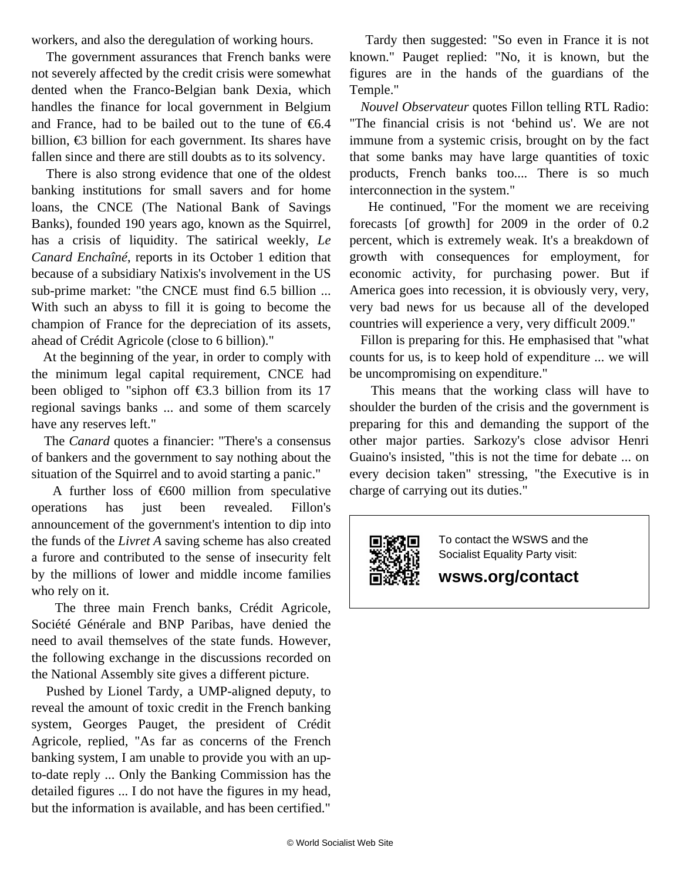workers, and also the deregulation of working hours.

The government assurances that French banks were not severely affected by the credit crisis were somewhat dented when the Franco-Belgian bank Dexia, which handles the finance for local government in Belgium and France, had to be bailed out to the tune of €6.4 billion, €3 billion for each government. Its shares have fallen since and there are still doubts as to its solvency.

There is also strong evidence that one of the oldest banking institutions for small savers and for home loans, the CNCE (The National Bank of Savings Banks), founded 190 years ago, known as the Squirrel, has a crisis of liquidity. The satirical weekly, *Le Canard Enchaîné*, reports in its October 1 edition that because of a subsidiary Natixis's involvement in the US sub-prime market: "the CNCE must find 6.5 billion ... With such an abyss to fill it is going to become the champion of France for the depreciation of its assets, ahead of Crédit Agricole (close to 6 billion)."

At the beginning of the year, in order to comply with the minimum legal capital requirement, CNCE had been obliged to "siphon off €3.3 billion from its 17 regional savings banks ... and some of them scarcely have any reserves left."

The *Canard* quotes a financier: "There's a consensus of bankers and the government to say nothing about the situation of the Squirrel and to avoid starting a panic."

A further loss of €600 million from speculative operations has just been revealed. Fillon's announcement of the government's intention to dip into the funds of the *Livret A* saving scheme has also created a furore and contributed to the sense of insecurity felt by the millions of lower and middle income families who rely on it.

The three main French banks, Crédit Agricole, Société Générale and BNP Paribas, have denied the need to avail themselves of the state funds. However, the following exchange in the discussions recorded on the National Assembly site gives a different picture.

Pushed by Lionel Tardy, a UMP-aligned deputy, to reveal the amount of toxic credit in the French banking system, Georges Pauget, the president of Crédit Agricole, replied, "As far as concerns of the French banking system, I am unable to provide you with an up-to-date reply ... Only the Banking Commission has the detailed figures ... I do not have the figures in my head, but the information is available, and has been certified."

Tardy then suggested: "So even in France it is not known." Pauget replied: "No, it is known, but the figures are in the hands of the guardians of the Temple."

*Nouvel Observateur* quotes Fillon telling RTL Radio: "The financial crisis is not 'behind us'. We are not immune from a systemic crisis, brought on by the fact that some banks may have large quantities of toxic products, French banks too.... There is so much interconnection in the system."

He continued, "For the moment we are receiving forecasts [of growth] for 2009 in the order of 0.2 percent, which is extremely weak. It's a breakdown of growth with consequences for employment, for economic activity, for purchasing power. But if America goes into recession, it is obviously very, very, very bad news for us because all of the developed countries will experience a very, very difficult 2009."

Fillon is preparing for this. He emphasised that "what counts for us, is to keep hold of expenditure ... we will be uncompromising on expenditure."

This means that the working class will have to shoulder the burden of the crisis and the government is preparing for this and demanding the support of the other major parties. Sarkozy's close advisor Henri Guaino's insisted, "this is not the time for debate ... on every decision taken" stressing, "the Executive is in charge of carrying out its duties."

To contact the WSWS and the Socialist Equality Party visit:

**wsws.org/contact**